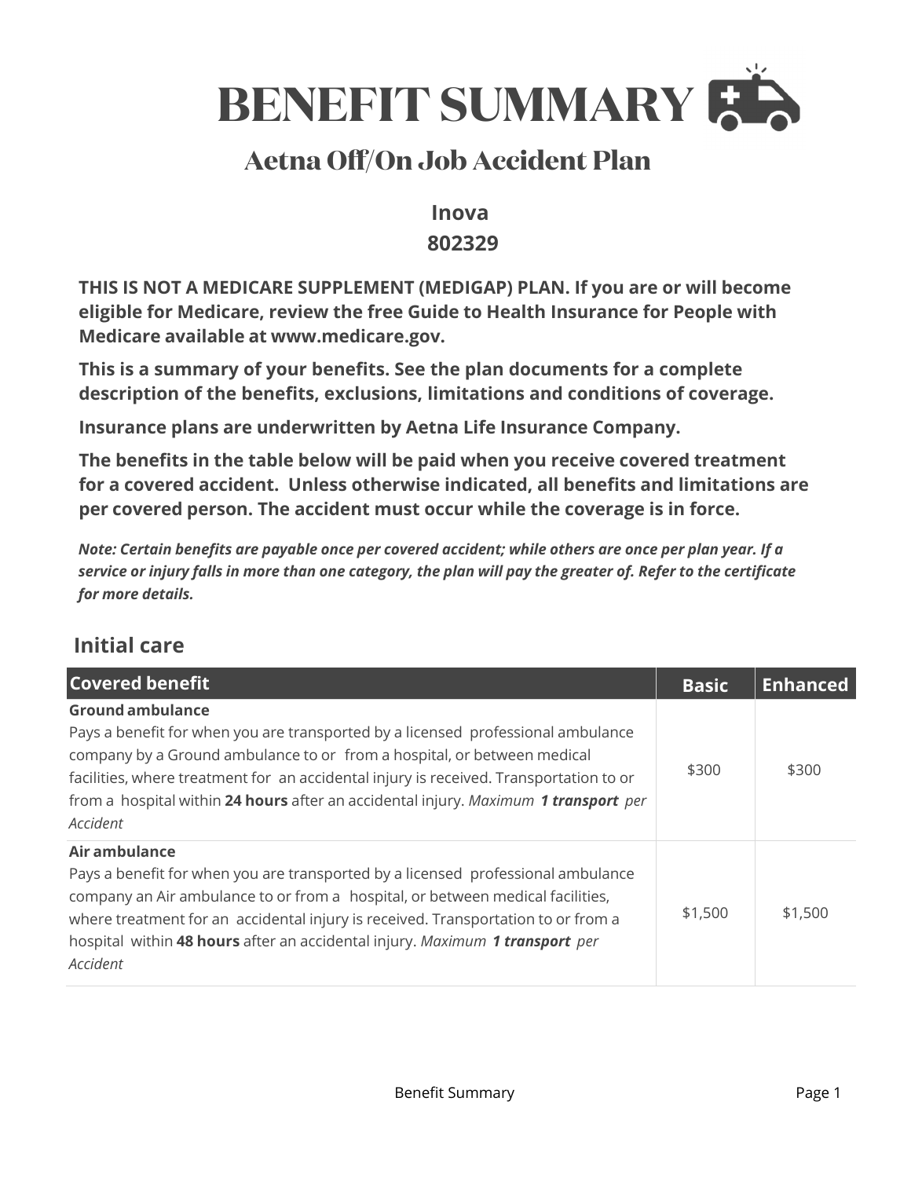# BENEFIT SUMMARY

## Aetna Off/On Job Accident Plan

**Inova**

**802329**

**THIS IS NOT A MEDICARE SUPPLEMENT (MEDIGAP) PLAN. If you are or will become eligible for Medicare, review the free Guide to Health Insurance for People with Medicare available at www.medicare.gov.**

**This is a summary of your benefits. See the plan documents for a complete description of the benefits, exclusions, limitations and conditions of coverage.**

**Insurance plans are underwritten by Aetna Life Insurance Company.**

**The benefits in the table below will be paid when you receive covered treatment for a covered accident. Unless otherwise indicated, all benefits and limitations are per covered person. The accident must occur while the coverage is in force.**

***Note: Certain benefits are payable once per covered accident; while others are once per plan year. If a service or injury falls in more than one category, the plan will pay the greater of. Refer to the certificate for more details.***

### Initial care

| Covered benefit | Basic | Enhanced |
|---|---|---|
| **Ground ambulance**<br>Pays a benefit for when you are transported by a licensed professional ambulance company by a Ground ambulance to or from a hospital, or between medical facilities, where treatment for an accidental injury is received. Transportation to or from a hospital within **24 hours** after an accidental injury. *Maximum **1 transport** per Accident* | $300 | $300 |
| **Air ambulance**<br>Pays a benefit for when you are transported by a licensed professional ambulance company an Air ambulance to or from a hospital, or between medical facilities, where treatment for an accidental injury is received. Transportation to or from a hospital within **48 hours** after an accidental injury. *Maximum **1 transport** per Accident* | $1,500 | $1,500 |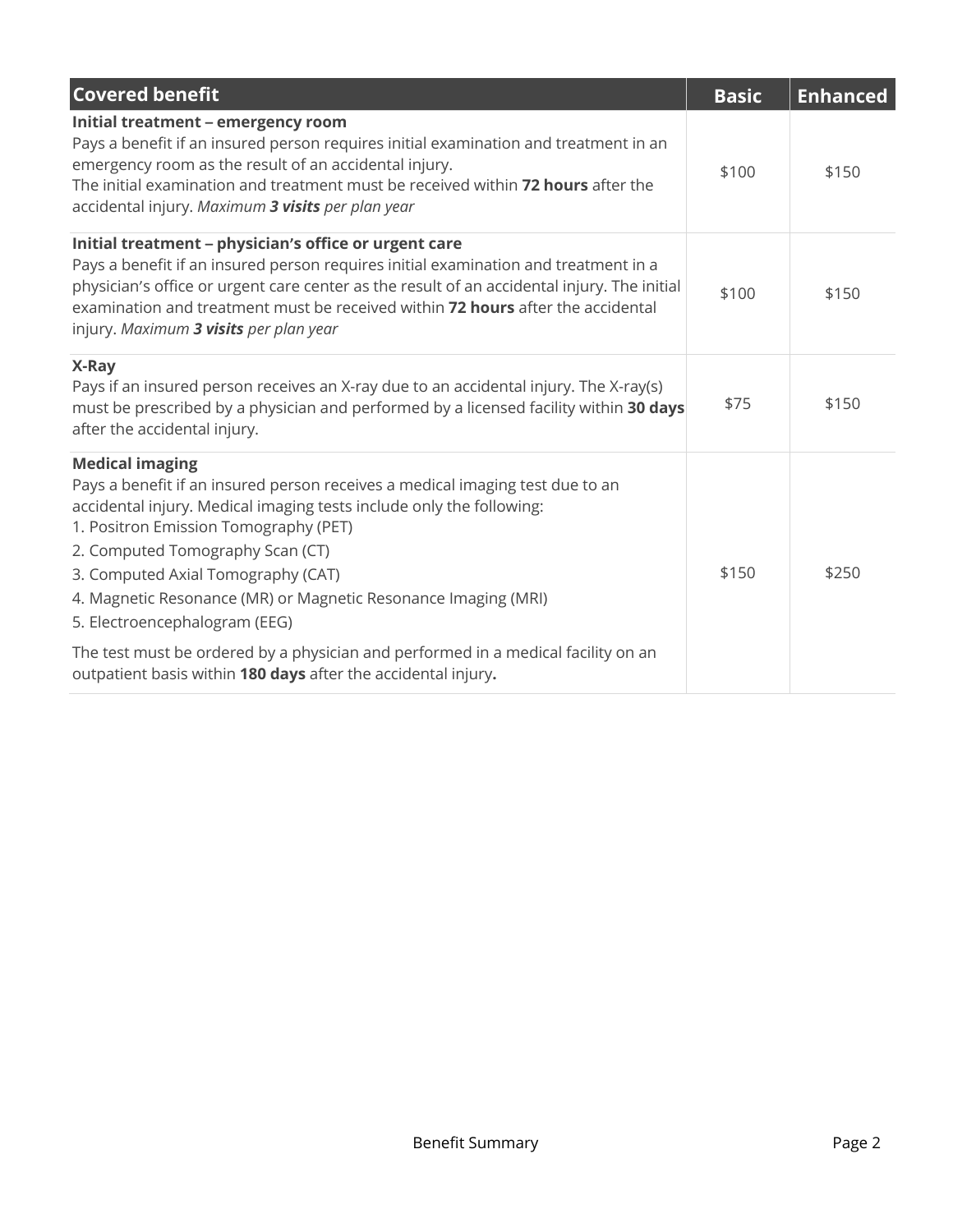| Covered benefit | Basic | Enhanced |
|---|---|---|
| **Initial treatment – emergency room**<br>Pays a benefit if an insured person requires initial examination and treatment in an emergency room as the result of an accidental injury.<br>The initial examination and treatment must be received within **72 hours** after the accidental injury. *Maximum **3 visits** per plan year* | $100 | $150 |
| **Initial treatment – physician's office or urgent care**<br>Pays a benefit if an insured person requires initial examination and treatment in a physician's office or urgent care center as the result of an accidental injury. The initial examination and treatment must be received within **72 hours** after the accidental injury. *Maximum **3 visits** per plan year* | $100 | $150 |
| **X-Ray**<br>Pays if an insured person receives an X-ray due to an accidental injury. The X-ray(s) must be prescribed by a physician and performed by a licensed facility within **30 days** after the accidental injury. | $75 | $150 |
| **Medical imaging**<br>Pays a benefit if an insured person receives a medical imaging test due to an accidental injury. Medical imaging tests include only the following:<br>1. Positron Emission Tomography (PET)<br>2. Computed Tomography Scan (CT)<br>3. Computed Axial Tomography (CAT)<br>4. Magnetic Resonance (MR) or Magnetic Resonance Imaging (MRI)<br>5. Electroencephalogram (EEG)<br>The test must be ordered by a physician and performed in a medical facility on an outpatient basis within **180 days** after the accidental injury**.** | $150 | $250 |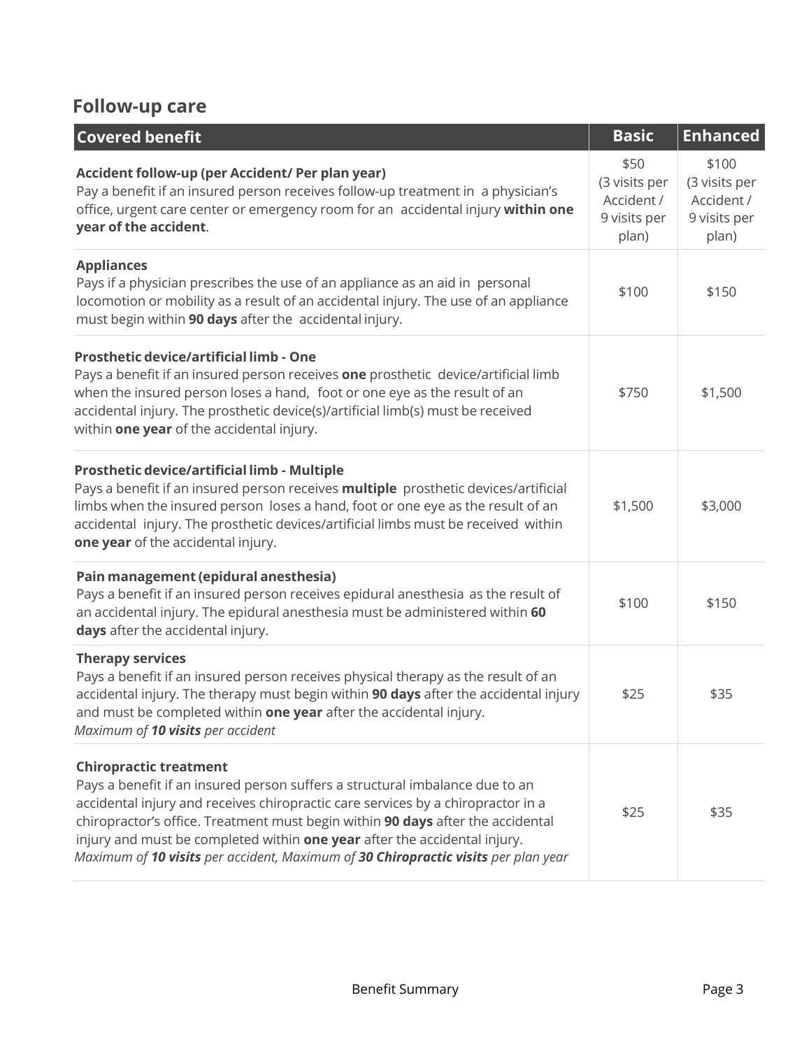## Follow-up care

| Covered benefit | Basic | Enhanced |
|---|---|---|
| **Accident follow-up (per Accident/ Per plan year)**<br>Pay a benefit if an insured person receives follow-up treatment in a physician's office, urgent care center or emergency room for an accidental injury **within one year of the accident**. | $50 (3 visits per Accident / 9 visits per plan) | $100 (3 visits per Accident / 9 visits per plan) |
| **Appliances**<br>Pays if a physician prescribes the use of an appliance as an aid in personal locomotion or mobility as a result of an accidental injury. The use of an appliance must begin within **90 days** after the accidental injury. | $100 | $150 |
| **Prosthetic device/artificial limb - One**<br>Pays a benefit if an insured person receives **one** prosthetic device/artificial limb when the insured person loses a hand, foot or one eye as the result of an accidental injury. The prosthetic device(s)/artificial limb(s) must be received within **one year** of the accidental injury. | $750 | $1,500 |
| **Prosthetic device/artificial limb - Multiple**<br>Pays a benefit if an insured person receives **multiple** prosthetic devices/artificial limbs when the insured person loses a hand, foot or one eye as the result of an accidental injury. The prosthetic devices/artificial limbs must be received within **one year** of the accidental injury. | $1,500 | $3,000 |
| **Pain management (epidural anesthesia)**<br>Pays a benefit if an insured person receives epidural anesthesia as the result of an accidental injury. The epidural anesthesia must be administered within **60 days** after the accidental injury. | $100 | $150 |
| **Therapy services**<br>Pays a benefit if an insured person receives physical therapy as the result of an accidental injury. The therapy must begin within **90 days** after the accidental injury and must be completed within **one year** after the accidental injury.<br>*Maximum of **10 visits** per accident* | $25 | $35 |
| **Chiropractic treatment**<br>Pays a benefit if an insured person suffers a structural imbalance due to an accidental injury and receives chiropractic care services by a chiropractor in a chiropractor's office. Treatment must begin within **90 days** after the accidental injury and must be completed within **one year** after the accidental injury.<br>*Maximum of **10 visits** per accident, Maximum of **30 Chiropractic visits** per plan year* | $25 | $35 |

Benefit Summary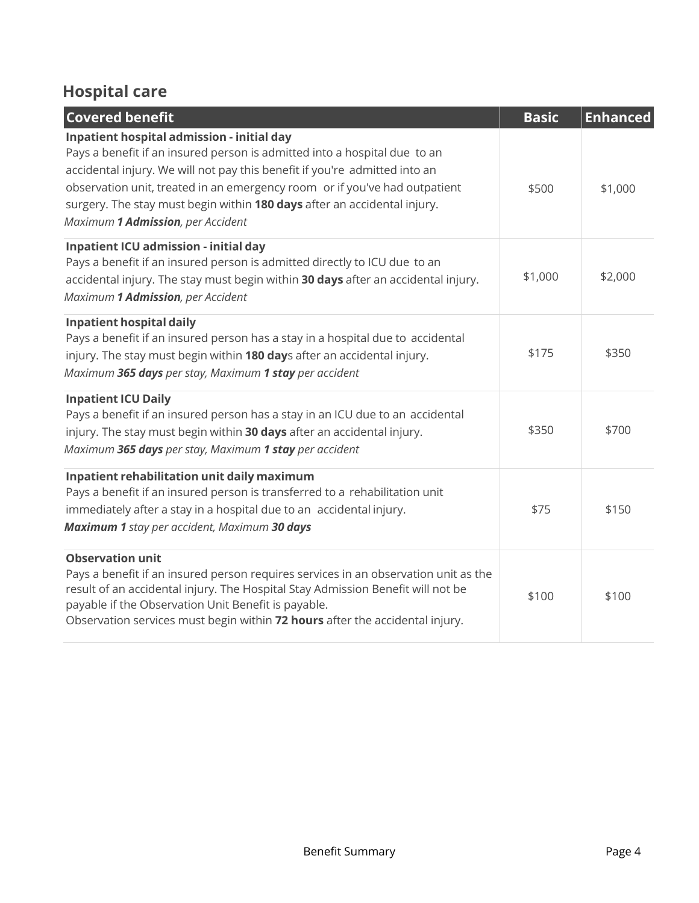## Hospital care

| Covered benefit | Basic | Enhanced |
| --- | --- | --- |
| **Inpatient hospital admission - initial day**<br>Pays a benefit if an insured person is admitted into a hospital due to an accidental injury. We will not pay this benefit if you're admitted into an observation unit, treated in an emergency room or if you've had outpatient surgery. The stay must begin within **180 days** after an accidental injury.<br>*Maximum **1 Admission**, per Accident* | $500 | $1,000 |
| **Inpatient ICU admission - initial day**<br>Pays a benefit if an insured person is admitted directly to ICU due to an accidental injury. The stay must begin within **30 days** after an accidental injury.<br>*Maximum **1 Admission**, per Accident* | $1,000 | $2,000 |
| **Inpatient hospital daily**<br>Pays a benefit if an insured person has a stay in a hospital due to accidental injury. The stay must begin within **180 day**s after an accidental injury.<br>*Maximum **365 days** per stay, Maximum **1 stay** per accident* | $175 | $350 |
| **Inpatient ICU Daily**<br>Pays a benefit if an insured person has a stay in an ICU due to an accidental injury. The stay must begin within **30 days** after an accidental injury.<br>*Maximum **365 days** per stay, Maximum **1 stay** per accident* | $350 | $700 |
| **Inpatient rehabilitation unit daily maximum**<br>Pays a benefit if an insured person is transferred to a rehabilitation unit immediately after a stay in a hospital due to an accidental injury.<br>***Maximum 1** stay per accident, Maximum **30 days*** | $75 | $150 |
| **Observation unit**<br>Pays a benefit if an insured person requires services in an observation unit as the result of an accidental injury. The Hospital Stay Admission Benefit will not be payable if the Observation Unit Benefit is payable.<br>Observation services must begin within **72 hours** after the accidental injury. | $100 | $100 |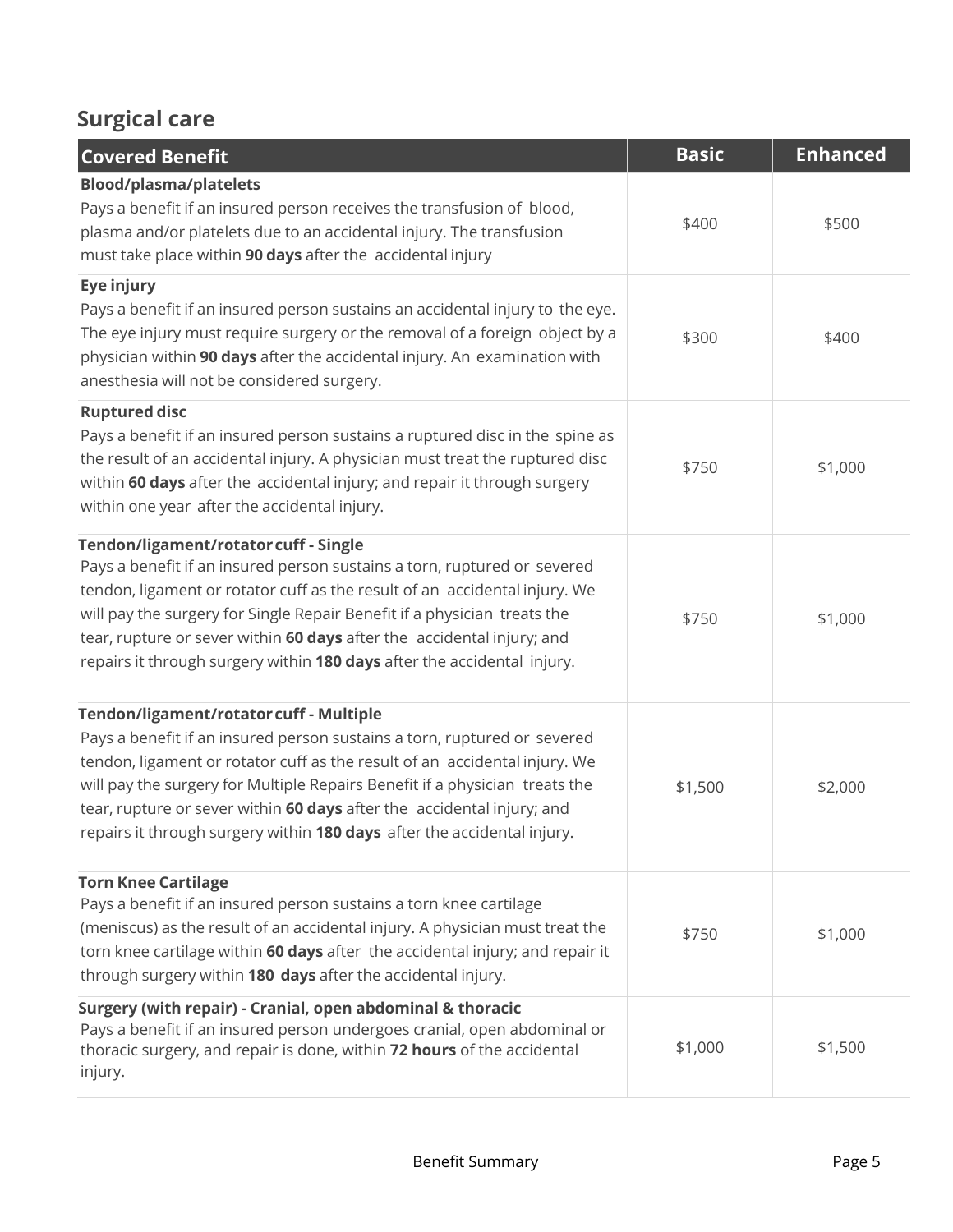## Surgical care

| Covered Benefit | Basic | Enhanced |
|---|---|---|
| **Blood/plasma/platelets**<br>Pays a benefit if an insured person receives the transfusion of blood, plasma and/or platelets due to an accidental injury. The transfusion must take place within **90 days** after the accidental injury | $400 | $500 |
| **Eye injury**<br>Pays a benefit if an insured person sustains an accidental injury to the eye. The eye injury must require surgery or the removal of a foreign object by a physician within **90 days** after the accidental injury. An examination with anesthesia will not be considered surgery. | $300 | $400 |
| **Ruptured disc**<br>Pays a benefit if an insured person sustains a ruptured disc in the spine as the result of an accidental injury. A physician must treat the ruptured disc within **60 days** after the accidental injury; and repair it through surgery within one year after the accidental injury. | $750 | $1,000 |
| **Tendon/ligament/rotator cuff - Single**<br>Pays a benefit if an insured person sustains a torn, ruptured or severed tendon, ligament or rotator cuff as the result of an accidental injury. We will pay the surgery for Single Repair Benefit if a physician treats the tear, rupture or sever within **60 days** after the accidental injury; and repairs it through surgery within **180 days** after the accidental injury. | $750 | $1,000 |
| **Tendon/ligament/rotator cuff - Multiple**<br>Pays a benefit if an insured person sustains a torn, ruptured or severed tendon, ligament or rotator cuff as the result of an accidental injury. We will pay the surgery for Multiple Repairs Benefit if a physician treats the tear, rupture or sever within **60 days** after the accidental injury; and repairs it through surgery within **180 days** after the accidental injury. | $1,500 | $2,000 |
| **Torn Knee Cartilage**<br>Pays a benefit if an insured person sustains a torn knee cartilage (meniscus) as the result of an accidental injury. A physician must treat the torn knee cartilage within **60 days** after the accidental injury; and repair it through surgery within **180 days** after the accidental injury. | $750 | $1,000 |
| **Surgery (with repair) - Cranial, open abdominal & thoracic**<br>Pays a benefit if an insured person undergoes cranial, open abdominal or thoracic surgery, and repair is done, within **72 hours** of the accidental injury. | $1,000 | $1,500 |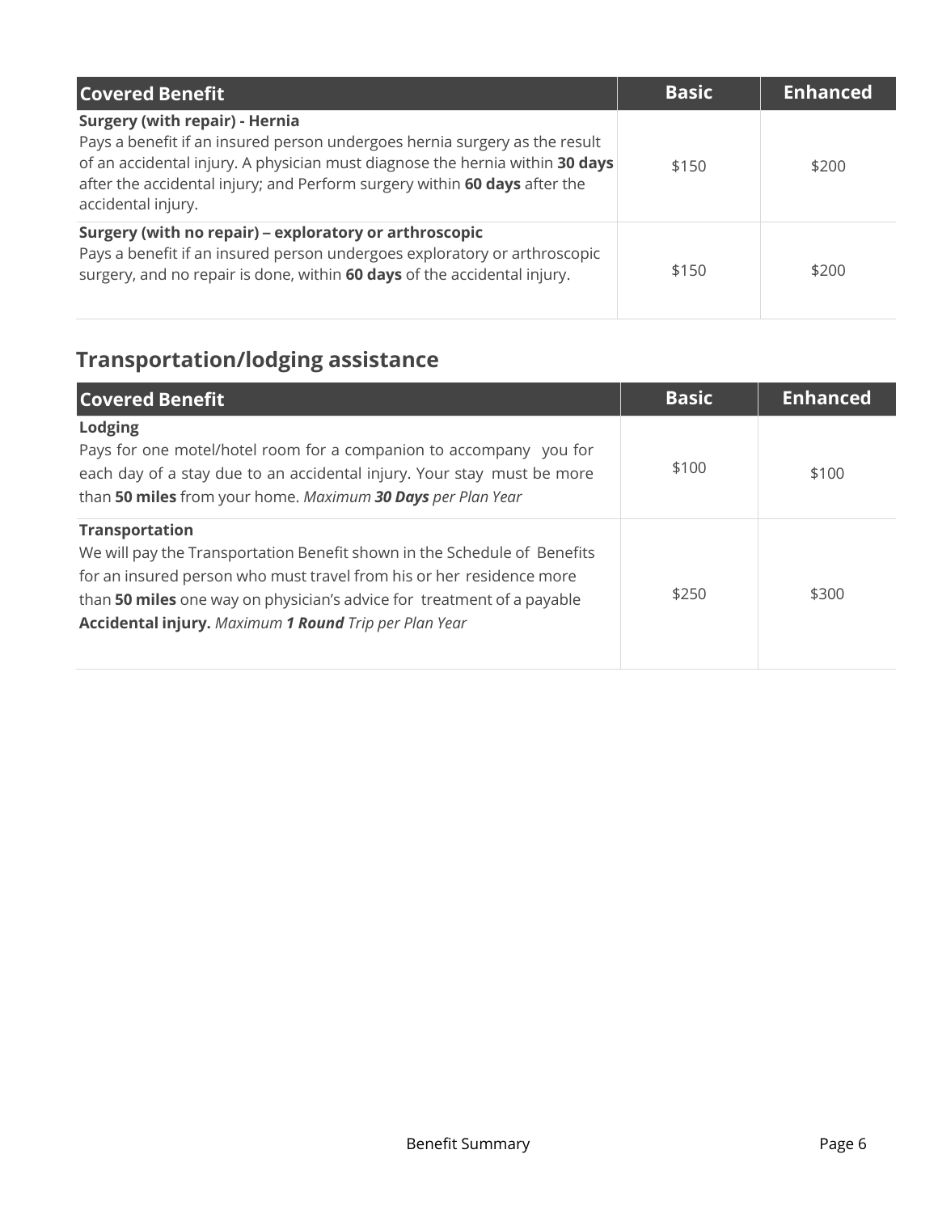| Covered Benefit | Basic | Enhanced |
| --- | --- | --- |
| **Surgery (with repair) - Hernia**<br>Pays a benefit if an insured person undergoes hernia surgery as the result of an accidental injury. A physician must diagnose the hernia within **30 days** after the accidental injury; and Perform surgery within **60 days** after the accidental injury. | $150 | $200 |
| **Surgery (with no repair) – exploratory or arthroscopic**<br>Pays a benefit if an insured person undergoes exploratory or arthroscopic surgery, and no repair is done, within **60 days** of the accidental injury. | $150 | $200 |

## Transportation/lodging assistance

| Covered Benefit | Basic | Enhanced |
| --- | --- | --- |
| **Lodging**<br>Pays for one motel/hotel room for a companion to accompany you for each day of a stay due to an accidental injury. Your stay must be more than **50 miles** from your home. *Maximum **30 Days** per Plan Year* | $100 | $100 |
| **Transportation**<br>We will pay the Transportation Benefit shown in the Schedule of Benefits for an insured person who must travel from his or her residence more than **50 miles** one way on physician's advice for treatment of a payable **Accidental injury.** *Maximum **1 Round** Trip per Plan Year* | $250 | $300 |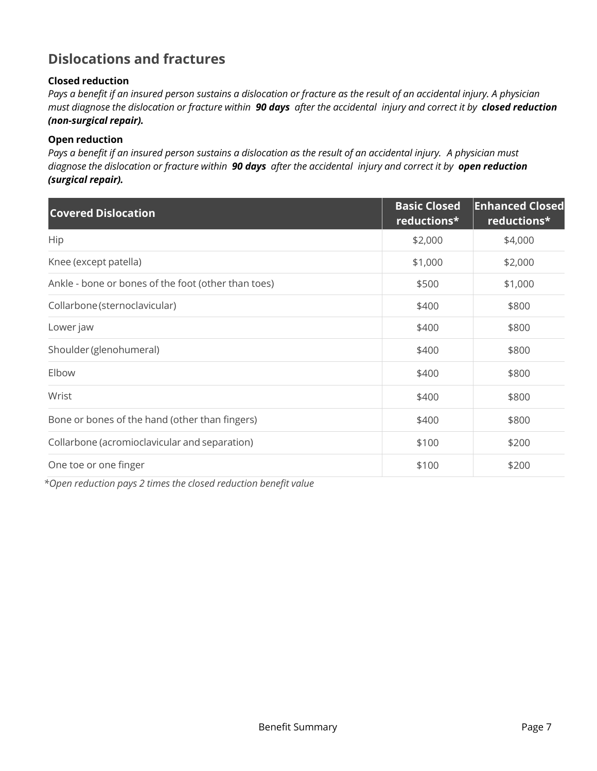## Dislocations and fractures

**Closed reduction**

*Pays a benefit if an insured person sustains a dislocation or fracture as the result of an accidental injury. A physician must diagnose the dislocation or fracture within* ***90 days*** *after the accidental injury and correct it by* ***closed reduction (non-surgical repair).***

**Open reduction**

*Pays a benefit if an insured person sustains a dislocation as the result of an accidental injury. A physician must diagnose the dislocation or fracture within* ***90 days*** *after the accidental injury and correct it by* ***open reduction (surgical repair).***

| Covered Dislocation | Basic Closed reductions* | Enhanced Closed reductions* |
|---|---|---|
| Hip | $2,000 | $4,000 |
| Knee (except patella) | $1,000 | $2,000 |
| Ankle - bone or bones of the foot (other than toes) | $500 | $1,000 |
| Collarbone (sternoclavicular) | $400 | $800 |
| Lower jaw | $400 | $800 |
| Shoulder (glenohumeral) | $400 | $800 |
| Elbow | $400 | $800 |
| Wrist | $400 | $800 |
| Bone or bones of the hand (other than fingers) | $400 | $800 |
| Collarbone (acromioclavicular and separation) | $100 | $200 |
| One toe or one finger | $100 | $200 |

*\*Open reduction pays 2 times the closed reduction benefit value*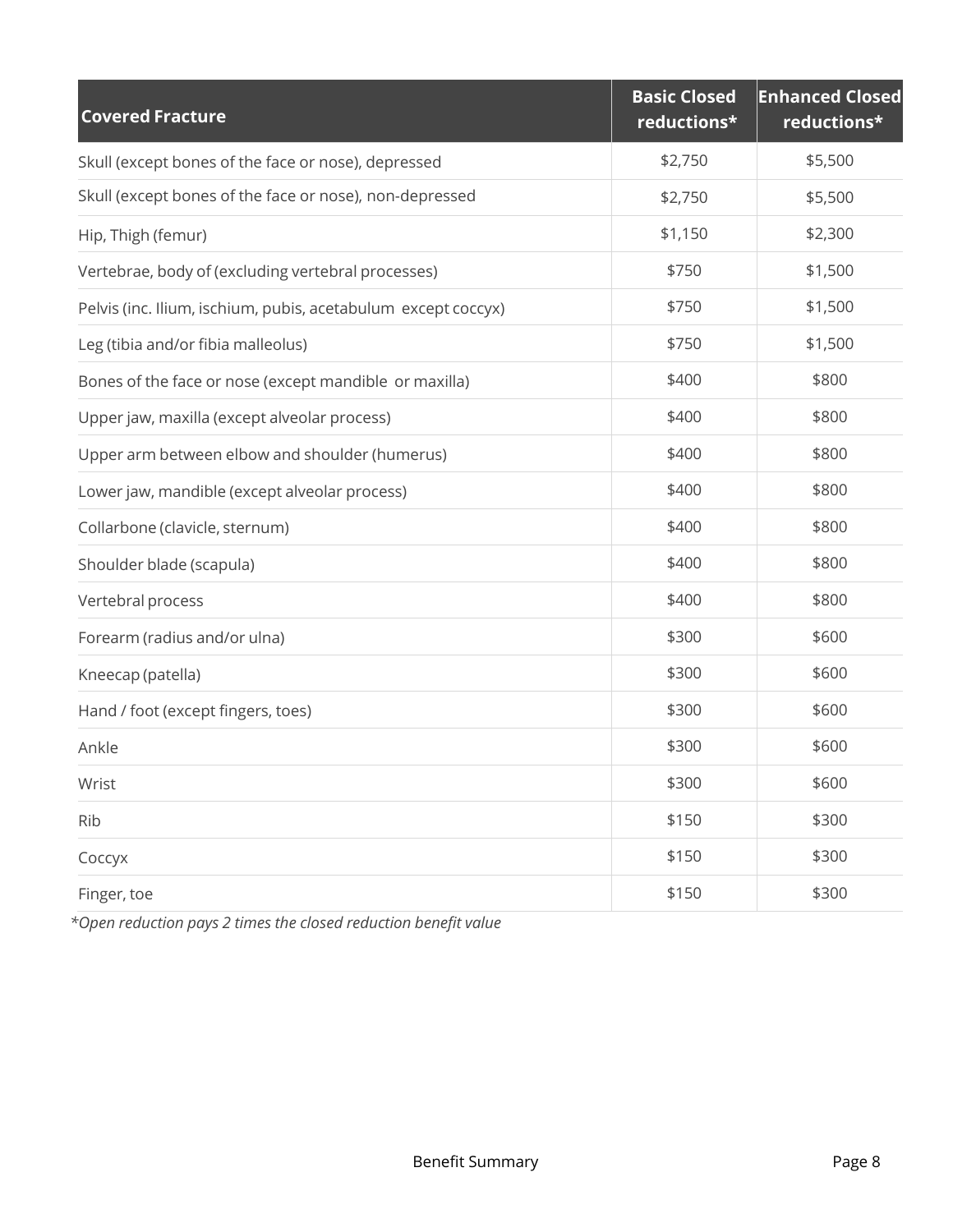| Covered Fracture | Basic Closed reductions* | Enhanced Closed reductions* |
| --- | --- | --- |
| Skull (except bones of the face or nose), depressed | $2,750 | $5,500 |
| Skull (except bones of the face or nose), non-depressed | $2,750 | $5,500 |
| Hip, Thigh (femur) | $1,150 | $2,300 |
| Vertebrae, body of (excluding vertebral processes) | $750 | $1,500 |
| Pelvis (inc. Ilium, ischium, pubis, acetabulum except coccyx) | $750 | $1,500 |
| Leg (tibia and/or fibia malleolus) | $750 | $1,500 |
| Bones of the face or nose (except mandible or maxilla) | $400 | $800 |
| Upper jaw, maxilla (except alveolar process) | $400 | $800 |
| Upper arm between elbow and shoulder (humerus) | $400 | $800 |
| Lower jaw, mandible (except alveolar process) | $400 | $800 |
| Collarbone (clavicle, sternum) | $400 | $800 |
| Shoulder blade (scapula) | $400 | $800 |
| Vertebral process | $400 | $800 |
| Forearm (radius and/or ulna) | $300 | $600 |
| Kneecap (patella) | $300 | $600 |
| Hand / foot (except fingers, toes) | $300 | $600 |
| Ankle | $300 | $600 |
| Wrist | $300 | $600 |
| Rib | $150 | $300 |
| Coccyx | $150 | $300 |
| Finger, toe | $150 | $300 |

*\*Open reduction pays 2 times the closed reduction benefit value*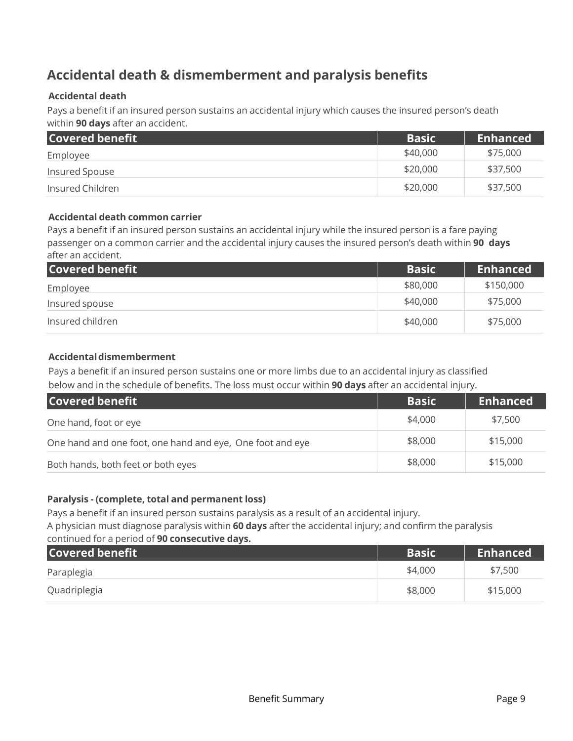## Accidental death & dismemberment and paralysis benefits

### Accidental death

Pays a benefit if an insured person sustains an accidental injury which causes the insured person's death within **90 days** after an accident.

| Covered benefit | Basic | Enhanced |
|---|---|---|
| Employee | $40,000 | $75,000 |
| Insured Spouse | $20,000 | $37,500 |
| Insured Children | $20,000 | $37,500 |

### Accidental death common carrier

Pays a benefit if an insured person sustains an accidental injury while the insured person is a fare paying passenger on a common carrier and the accidental injury causes the insured person's death within **90 days** after an accident.

| Covered benefit | Basic | Enhanced |
|---|---|---|
| Employee | $80,000 | $150,000 |
| Insured spouse | $40,000 | $75,000 |
| Insured children | $40,000 | $75,000 |

### Accidental dismemberment

Pays a benefit if an insured person sustains one or more limbs due to an accidental injury as classified below and in the schedule of benefits. The loss must occur within **90 days** after an accidental injury.

| Covered benefit | Basic | Enhanced |
|---|---|---|
| One hand, foot or eye | $4,000 | $7,500 |
| One hand and one foot, one hand and eye, One foot and eye | $8,000 | $15,000 |
| Both hands, both feet or both eyes | $8,000 | $15,000 |

### Paralysis - (complete, total and permanent loss)

Pays a benefit if an insured person sustains paralysis as a result of an accidental injury.
A physician must diagnose paralysis within **60 days** after the accidental injury; and confirm the paralysis continued for a period of **90 consecutive days.**

| Covered benefit | Basic | Enhanced |
|---|---|---|
| Paraplegia | $4,000 | $7,500 |
| Quadriplegia | $8,000 | $15,000 |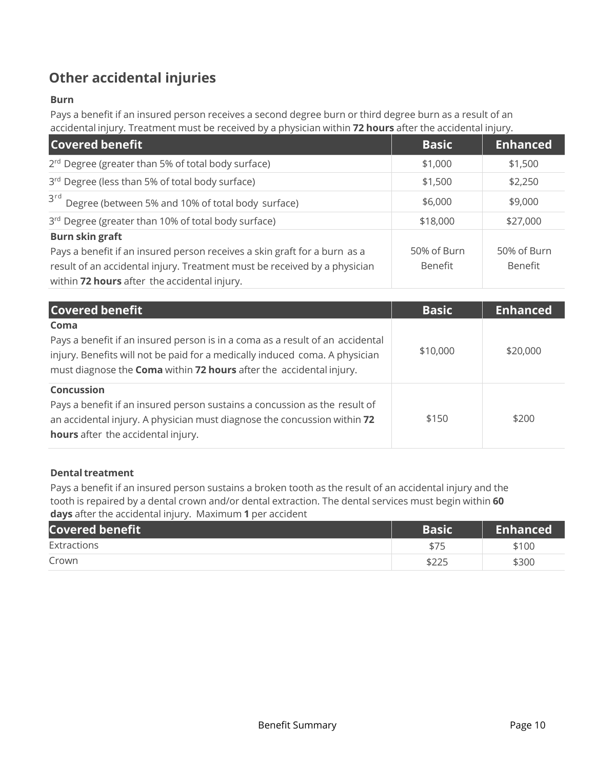## Other accidental injuries

**Burn**

Pays a benefit if an insured person receives a second degree burn or third degree burn as a result of an accidental injury. Treatment must be received by a physician within **72 hours** after the accidental injury.

| Covered benefit | Basic | Enhanced |
|---|---|---|
| 2nd Degree (greater than 5% of total body surface) | $1,000 | $1,500 |
| 3rd Degree (less than 5% of total body surface) | $1,500 | $2,250 |
| 3rd Degree (between 5% and 10% of total body surface) | $6,000 | $9,000 |
| 3rd Degree (greater than 10% of total body surface) | $18,000 | $27,000 |
| **Burn skin graft**<br>Pays a benefit if an insured person receives a skin graft for a burn as a result of an accidental injury. Treatment must be received by a physician within **72 hours** after the accidental injury. | 50% of Burn Benefit | 50% of Burn Benefit |

| Covered benefit | Basic | Enhanced |
|---|---|---|
| **Coma**<br>Pays a benefit if an insured person is in a coma as a result of an accidental injury. Benefits will not be paid for a medically induced coma. A physician must diagnose the **Coma** within **72 hours** after the accidental injury. | $10,000 | $20,000 |
| **Concussion**<br>Pays a benefit if an insured person sustains a concussion as the result of an accidental injury. A physician must diagnose the concussion within **72 hours** after the accidental injury. | $150 | $200 |

**Dental treatment**

Pays a benefit if an insured person sustains a broken tooth as the result of an accidental injury and the tooth is repaired by a dental crown and/or dental extraction. The dental services must begin within **60 days** after the accidental injury. Maximum **1** per accident

| Covered benefit | Basic | Enhanced |
|---|---|---|
| Extractions | $75 | $100 |
| Crown | $225 | $300 |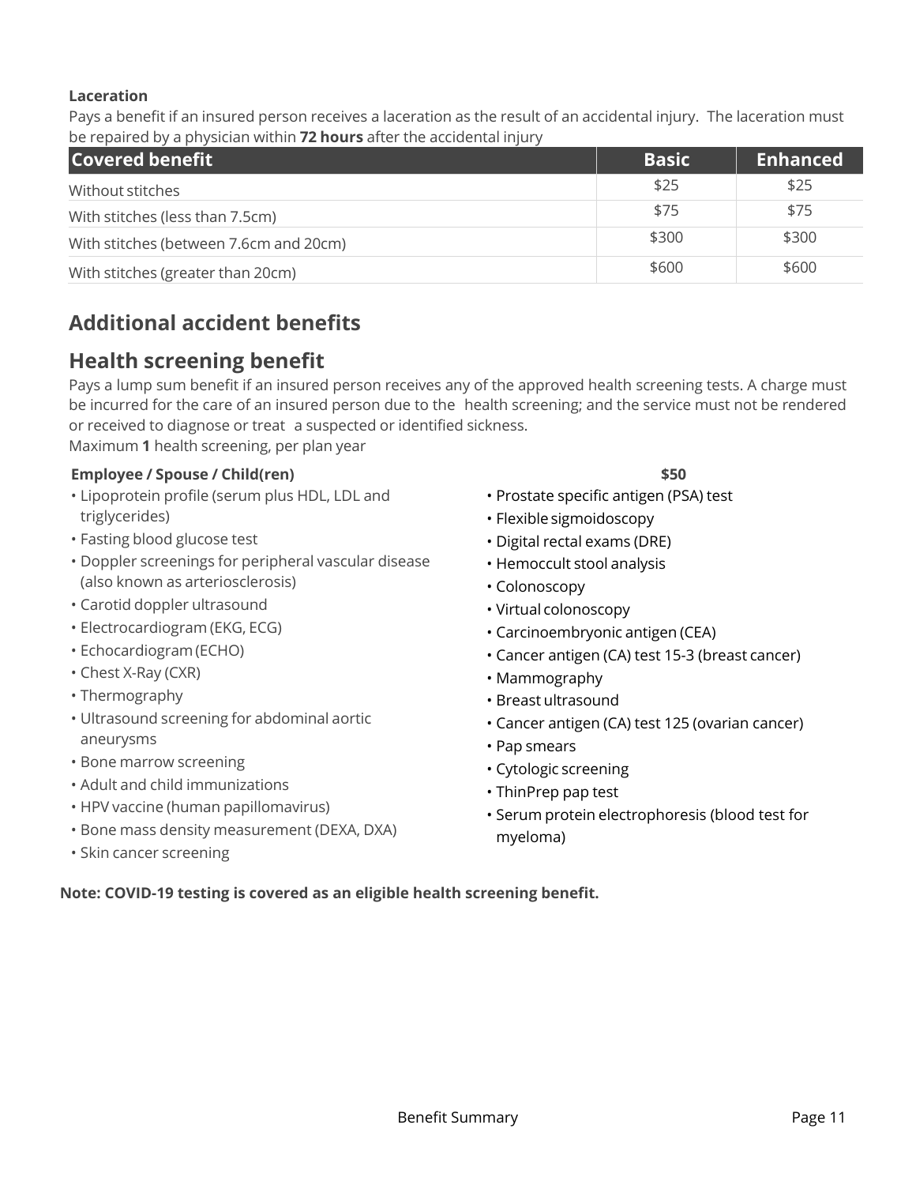**Laceration**

Pays a benefit if an insured person receives a laceration as the result of an accidental injury. The laceration must be repaired by a physician within **72 hours** after the accidental injury

| Covered benefit | Basic | Enhanced |
|---|---|---|
| Without stitches | $25 | $25 |
| With stitches (less than 7.5cm) | $75 | $75 |
| With stitches (between 7.6cm and 20cm) | $300 | $300 |
| With stitches (greater than 20cm) | $600 | $600 |

## Additional accident benefits

## Health screening benefit

Pays a lump sum benefit if an insured person receives any of the approved health screening tests. A charge must be incurred for the care of an insured person due to the health screening; and the service must not be rendered or received to diagnose or treat a suspected or identified sickness.

Maximum **1** health screening, per plan year

**Employee / Spouse / Child(ren)** **$50**

- Lipoprotein profile (serum plus HDL, LDL and triglycerides)
- Fasting blood glucose test
- Doppler screenings for peripheral vascular disease (also known as arteriosclerosis)
- Carotid doppler ultrasound
- Electrocardiogram (EKG, ECG)
- Echocardiogram (ECHO)
- Chest X-Ray (CXR)
- Thermography
- Ultrasound screening for abdominal aortic aneurysms
- Bone marrow screening
- Adult and child immunizations
- HPV vaccine (human papillomavirus)
- Bone mass density measurement (DEXA, DXA)
- Skin cancer screening
- Prostate specific antigen (PSA) test
- Flexible sigmoidoscopy
- Digital rectal exams (DRE)
- Hemoccult stool analysis
- Colonoscopy
- Virtual colonoscopy
- Carcinoembryonic antigen (CEA)
- Cancer antigen (CA) test 15-3 (breast cancer)
- Mammography
- Breast ultrasound
- Cancer antigen (CA) test 125 (ovarian cancer)
- Pap smears
- Cytologic screening
- ThinPrep pap test
- Serum protein electrophoresis (blood test for myeloma)

**Note: COVID-19 testing is covered as an eligible health screening benefit.**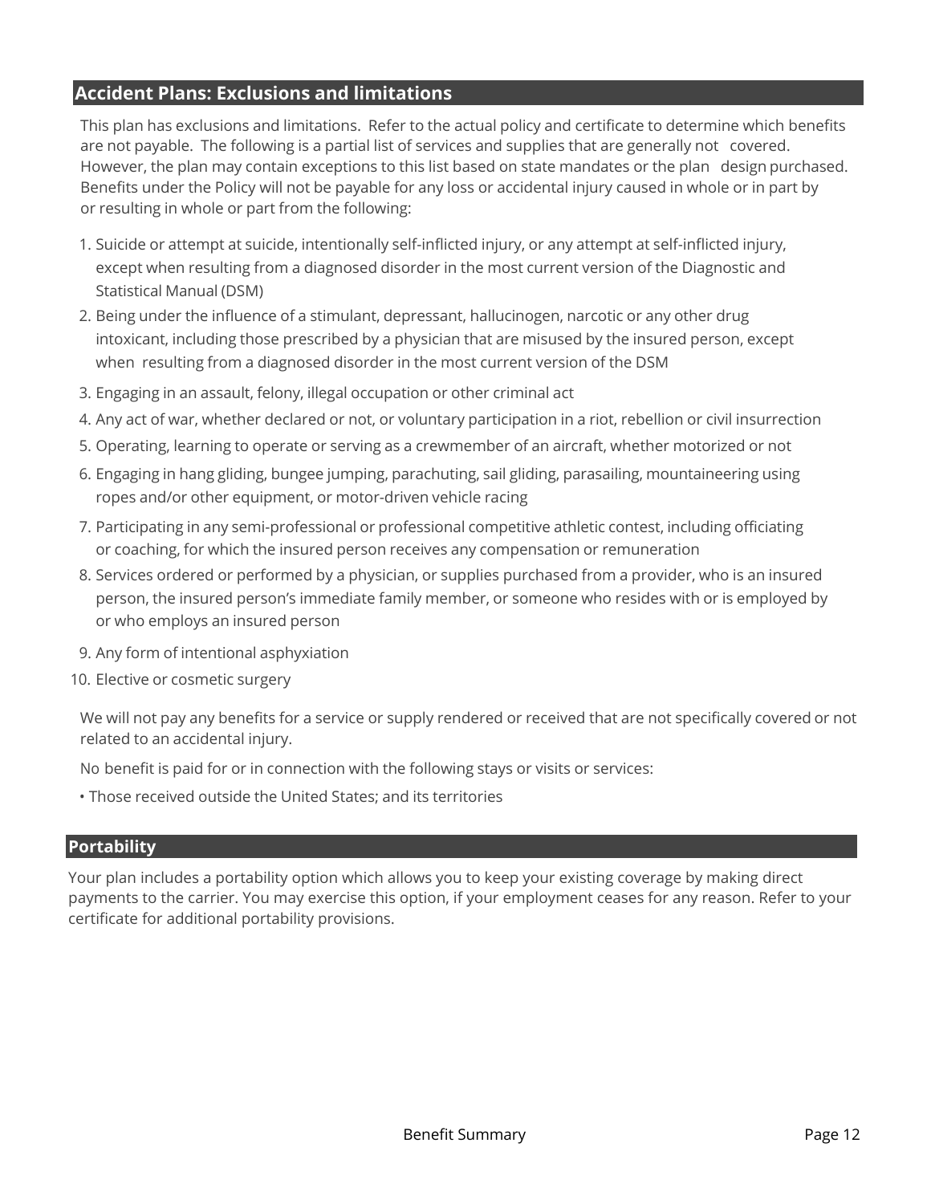## Accident Plans: Exclusions and limitations

This plan has exclusions and limitations. Refer to the actual policy and certificate to determine which benefits are not payable. The following is a partial list of services and supplies that are generally not covered. However, the plan may contain exceptions to this list based on state mandates or the plan design purchased. Benefits under the Policy will not be payable for any loss or accidental injury caused in whole or in part by or resulting in whole or part from the following:

1. Suicide or attempt at suicide, intentionally self-inflicted injury, or any attempt at self-inflicted injury, except when resulting from a diagnosed disorder in the most current version of the Diagnostic and Statistical Manual (DSM)
2. Being under the influence of a stimulant, depressant, hallucinogen, narcotic or any other drug intoxicant, including those prescribed by a physician that are misused by the insured person, except when resulting from a diagnosed disorder in the most current version of the DSM
3. Engaging in an assault, felony, illegal occupation or other criminal act
4. Any act of war, whether declared or not, or voluntary participation in a riot, rebellion or civil insurrection
5. Operating, learning to operate or serving as a crewmember of an aircraft, whether motorized or not
6. Engaging in hang gliding, bungee jumping, parachuting, sail gliding, parasailing, mountaineering using ropes and/or other equipment, or motor-driven vehicle racing
7. Participating in any semi-professional or professional competitive athletic contest, including officiating or coaching, for which the insured person receives any compensation or remuneration
8. Services ordered or performed by a physician, or supplies purchased from a provider, who is an insured person, the insured person's immediate family member, or someone who resides with or is employed by or who employs an insured person
9. Any form of intentional asphyxiation
10. Elective or cosmetic surgery

We will not pay any benefits for a service or supply rendered or received that are not specifically covered or not related to an accidental injury.

No benefit is paid for or in connection with the following stays or visits or services:

- Those received outside the United States; and its territories

## Portability

Your plan includes a portability option which allows you to keep your existing coverage by making direct payments to the carrier. You may exercise this option, if your employment ceases for any reason. Refer to your certificate for additional portability provisions.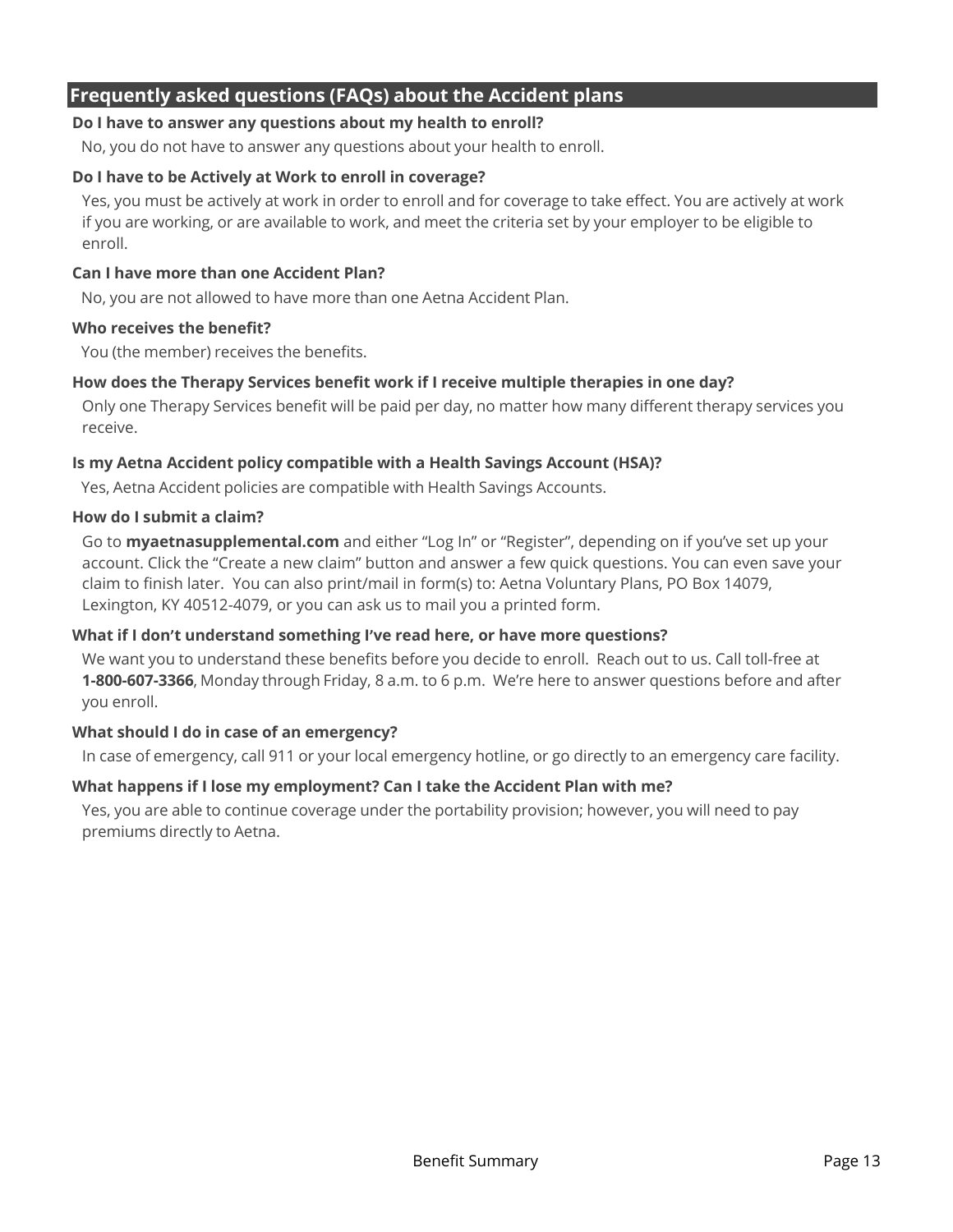## Frequently asked questions (FAQs) about the Accident plans

**Do I have to answer any questions about my health to enroll?**

No, you do not have to answer any questions about your health to enroll.

**Do I have to be Actively at Work to enroll in coverage?**

Yes, you must be actively at work in order to enroll and for coverage to take effect. You are actively at work if you are working, or are available to work, and meet the criteria set by your employer to be eligible to enroll.

**Can I have more than one Accident Plan?**

No, you are not allowed to have more than one Aetna Accident Plan.

**Who receives the benefit?**

You (the member) receives the benefits.

**How does the Therapy Services benefit work if I receive multiple therapies in one day?**

Only one Therapy Services benefit will be paid per day, no matter how many different therapy services you receive.

**Is my Aetna Accident policy compatible with a Health Savings Account (HSA)?**

Yes, Aetna Accident policies are compatible with Health Savings Accounts.

**How do I submit a claim?**

Go to **myaetnasupplemental.com** and either "Log In" or "Register", depending on if you've set up your account. Click the "Create a new claim" button and answer a few quick questions. You can even save your claim to finish later. You can also print/mail in form(s) to: Aetna Voluntary Plans, PO Box 14079, Lexington, KY 40512-4079, or you can ask us to mail you a printed form.

**What if I don't understand something I've read here, or have more questions?**

We want you to understand these benefits before you decide to enroll. Reach out to us. Call toll-free at **1-800-607-3366**, Monday through Friday, 8 a.m. to 6 p.m. We're here to answer questions before and after you enroll.

**What should I do in case of an emergency?**

In case of emergency, call 911 or your local emergency hotline, or go directly to an emergency care facility.

**What happens if I lose my employment? Can I take the Accident Plan with me?**

Yes, you are able to continue coverage under the portability provision; however, you will need to pay premiums directly to Aetna.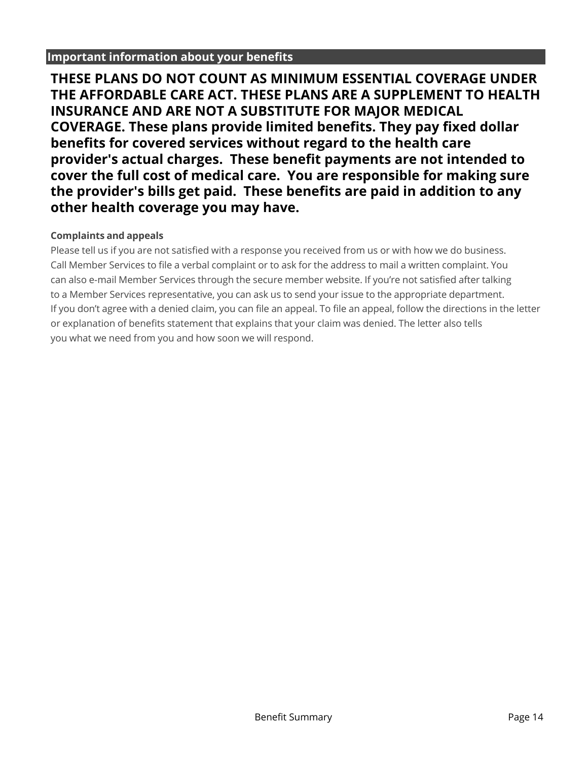## Important information about your benefits

**THESE PLANS DO NOT COUNT AS MINIMUM ESSENTIAL COVERAGE UNDER THE AFFORDABLE CARE ACT. THESE PLANS ARE A SUPPLEMENT TO HEALTH INSURANCE AND ARE NOT A SUBSTITUTE FOR MAJOR MEDICAL COVERAGE. These plans provide limited benefits. They pay fixed dollar benefits for covered services without regard to the health care provider's actual charges. These benefit payments are not intended to cover the full cost of medical care. You are responsible for making sure the provider's bills get paid. These benefits are paid in addition to any other health coverage you may have.**

### Complaints and appeals

Please tell us if you are not satisfied with a response you received from us or with how we do business. Call Member Services to file a verbal complaint or to ask for the address to mail a written complaint. You can also e-mail Member Services through the secure member website. If you're not satisfied after talking to a Member Services representative, you can ask us to send your issue to the appropriate department. If you don't agree with a denied claim, you can file an appeal. To file an appeal, follow the directions in the letter or explanation of benefits statement that explains that your claim was denied. The letter also tells you what we need from you and how soon we will respond.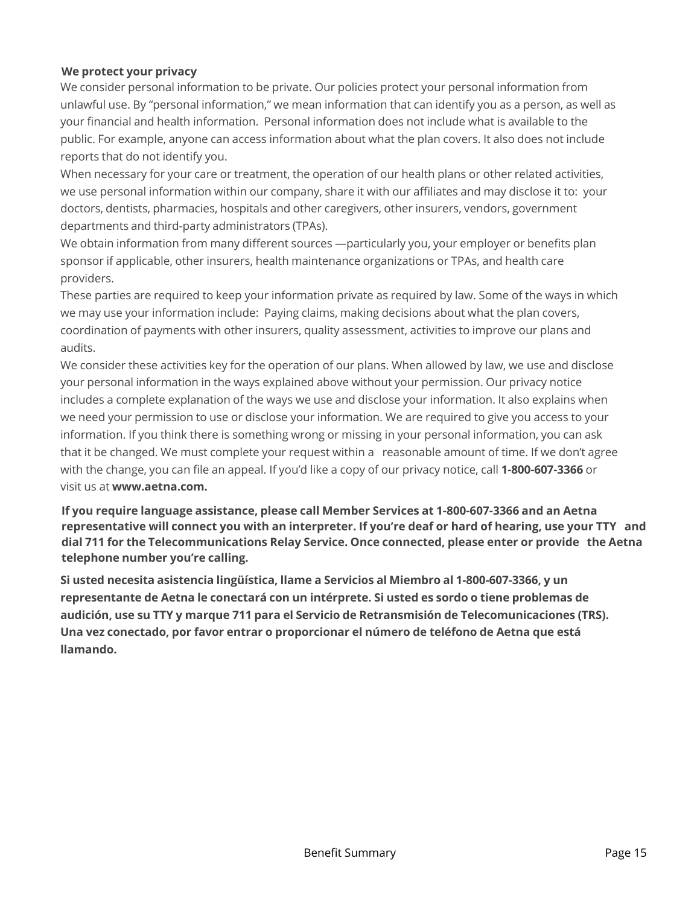**We protect your privacy**

We consider personal information to be private. Our policies protect your personal information from unlawful use. By "personal information," we mean information that can identify you as a person, as well as your financial and health information. Personal information does not include what is available to the public. For example, anyone can access information about what the plan covers. It also does not include reports that do not identify you.

When necessary for your care or treatment, the operation of our health plans or other related activities, we use personal information within our company, share it with our affiliates and may disclose it to: your doctors, dentists, pharmacies, hospitals and other caregivers, other insurers, vendors, government departments and third-party administrators (TPAs).

We obtain information from many different sources —particularly you, your employer or benefits plan sponsor if applicable, other insurers, health maintenance organizations or TPAs, and health care providers.

These parties are required to keep your information private as required by law. Some of the ways in which we may use your information include: Paying claims, making decisions about what the plan covers, coordination of payments with other insurers, quality assessment, activities to improve our plans and audits.

We consider these activities key for the operation of our plans. When allowed by law, we use and disclose your personal information in the ways explained above without your permission. Our privacy notice includes a complete explanation of the ways we use and disclose your information. It also explains when we need your permission to use or disclose your information. We are required to give you access to your information. If you think there is something wrong or missing in your personal information, you can ask that it be changed. We must complete your request within a reasonable amount of time. If we don't agree with the change, you can file an appeal. If you'd like a copy of our privacy notice, call **1-800-607-3366** or visit us at **www.aetna.com.**

**If you require language assistance, please call Member Services at 1-800-607-3366 and an Aetna representative will connect you with an interpreter. If you're deaf or hard of hearing, use your TTY and dial 711 for the Telecommunications Relay Service. Once connected, please enter or provide the Aetna telephone number you're calling.**

**Si usted necesita asistencia lingüística, llame a Servicios al Miembro al 1-800-607-3366, y un representante de Aetna le conectará con un intérprete. Si usted es sordo o tiene problemas de audición, use su TTY y marque 711 para el Servicio de Retransmisión de Telecomunicaciones (TRS). Una vez conectado, por favor entrar o proporcionar el número de teléfono de Aetna que está llamando.**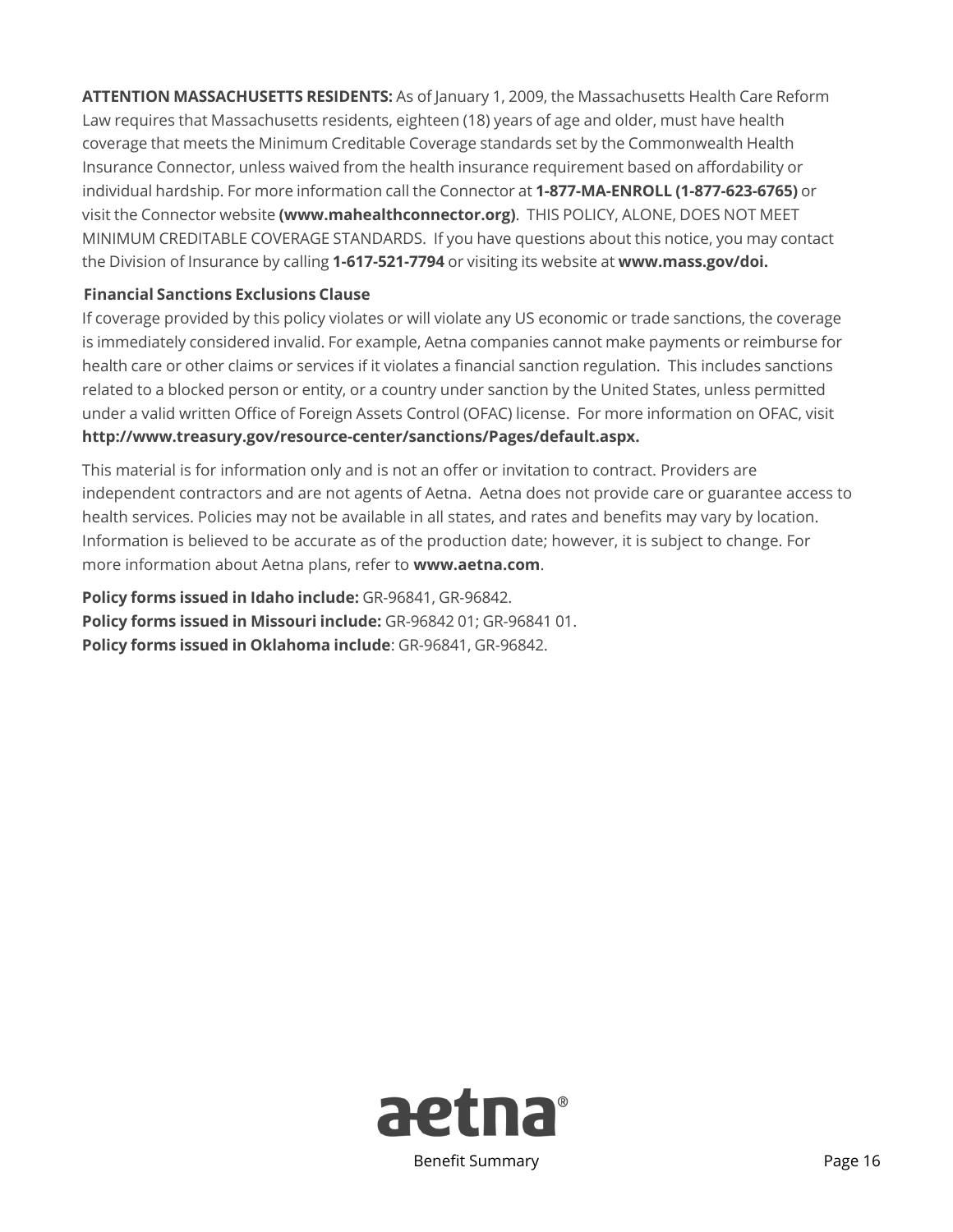**ATTENTION MASSACHUSETTS RESIDENTS:** As of January 1, 2009, the Massachusetts Health Care Reform Law requires that Massachusetts residents, eighteen (18) years of age and older, must have health coverage that meets the Minimum Creditable Coverage standards set by the Commonwealth Health Insurance Connector, unless waived from the health insurance requirement based on affordability or individual hardship. For more information call the Connector at **1-877-MA-ENROLL (1-877-623-6765)** or visit the Connector website **(www.mahealthconnector.org)**. THIS POLICY, ALONE, DOES NOT MEET MINIMUM CREDITABLE COVERAGE STANDARDS. If you have questions about this notice, you may contact the Division of Insurance by calling **1-617-521-7794** or visiting its website at **www.mass.gov/doi.**

**Financial Sanctions Exclusions Clause**

If coverage provided by this policy violates or will violate any US economic or trade sanctions, the coverage is immediately considered invalid. For example, Aetna companies cannot make payments or reimburse for health care or other claims or services if it violates a financial sanction regulation. This includes sanctions related to a blocked person or entity, or a country under sanction by the United States, unless permitted under a valid written Office of Foreign Assets Control (OFAC) license. For more information on OFAC, visit **http://www.treasury.gov/resource-center/sanctions/Pages/default.aspx.**

This material is for information only and is not an offer or invitation to contract. Providers are independent contractors and are not agents of Aetna. Aetna does not provide care or guarantee access to health services. Policies may not be available in all states, and rates and benefits may vary by location. Information is believed to be accurate as of the production date; however, it is subject to change. For more information about Aetna plans, refer to **www.aetna.com**.

**Policy forms issued in Idaho include:** GR-96841, GR-96842.
**Policy forms issued in Missouri include:** GR-96842 01; GR-96841 01.
**Policy forms issued in Oklahoma include**: GR-96841, GR-96842.

aetna®

Benefit Summary